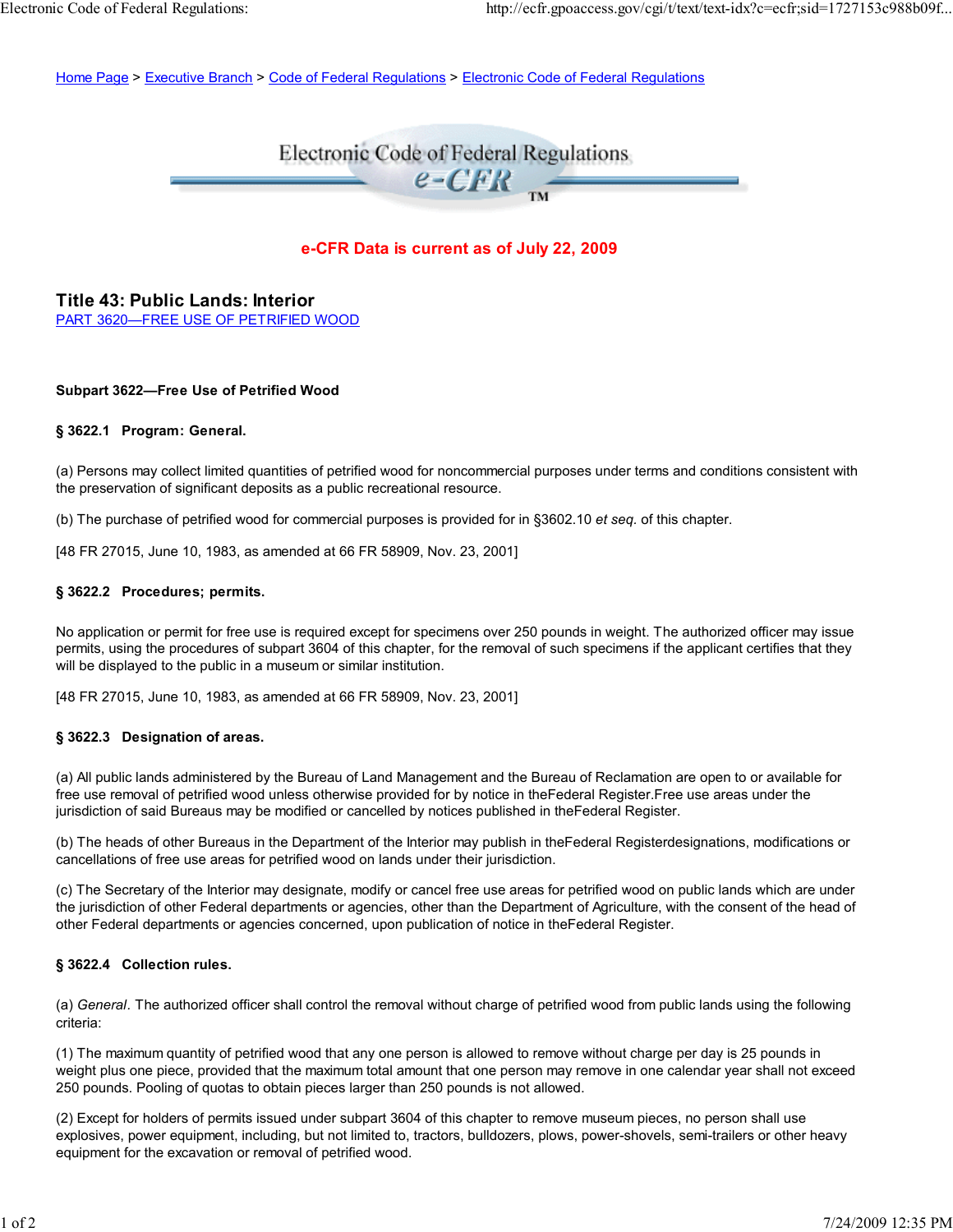Home Page > Executive Branch > Code of Federal Regulations > Electronic Code of Federal Regulations

Electronic Code of Federal Regulations
e-CFR

**e-CFR Data is current as of July 22, 2009**

## Title 43: Public Lands: Interior

PART 3620—FREE USE OF PETRIFIED WOOD

### Subpart 3622—Free Use of Petrified Wood

#### § 3622.1 Program: General.

(a) Persons may collect limited quantities of petrified wood for noncommercial purposes under terms and conditions consistent with the preservation of significant deposits as a public recreational resource.

(b) The purchase of petrified wood for commercial purposes is provided for in §3602.10 *et seq.* of this chapter.

[48 FR 27015, June 10, 1983, as amended at 66 FR 58909, Nov. 23, 2001]

#### § 3622.2 Procedures; permits.

No application or permit for free use is required except for specimens over 250 pounds in weight. The authorized officer may issue permits, using the procedures of subpart 3604 of this chapter, for the removal of such specimens if the applicant certifies that they will be displayed to the public in a museum or similar institution.

[48 FR 27015, June 10, 1983, as amended at 66 FR 58909, Nov. 23, 2001]

#### § 3622.3 Designation of areas.

(a) All public lands administered by the Bureau of Land Management and the Bureau of Reclamation are open to or available for free use removal of petrified wood unless otherwise provided for by notice in theFederal Register.Free use areas under the jurisdiction of said Bureaus may be modified or cancelled by notices published in theFederal Register.

(b) The heads of other Bureaus in the Department of the Interior may publish in theFederal Registerdesignations, modifications or cancellations of free use areas for petrified wood on lands under their jurisdiction.

(c) The Secretary of the Interior may designate, modify or cancel free use areas for petrified wood on public lands which are under the jurisdiction of other Federal departments or agencies, other than the Department of Agriculture, with the consent of the head of other Federal departments or agencies concerned, upon publication of notice in theFederal Register.

#### § 3622.4 Collection rules.

(a) *General*. The authorized officer shall control the removal without charge of petrified wood from public lands using the following criteria:

(1) The maximum quantity of petrified wood that any one person is allowed to remove without charge per day is 25 pounds in weight plus one piece, provided that the maximum total amount that one person may remove in one calendar year shall not exceed 250 pounds. Pooling of quotas to obtain pieces larger than 250 pounds is not allowed.

(2) Except for holders of permits issued under subpart 3604 of this chapter to remove museum pieces, no person shall use explosives, power equipment, including, but not limited to, tractors, bulldozers, plows, power-shovels, semi-trailers or other heavy equipment for the excavation or removal of petrified wood.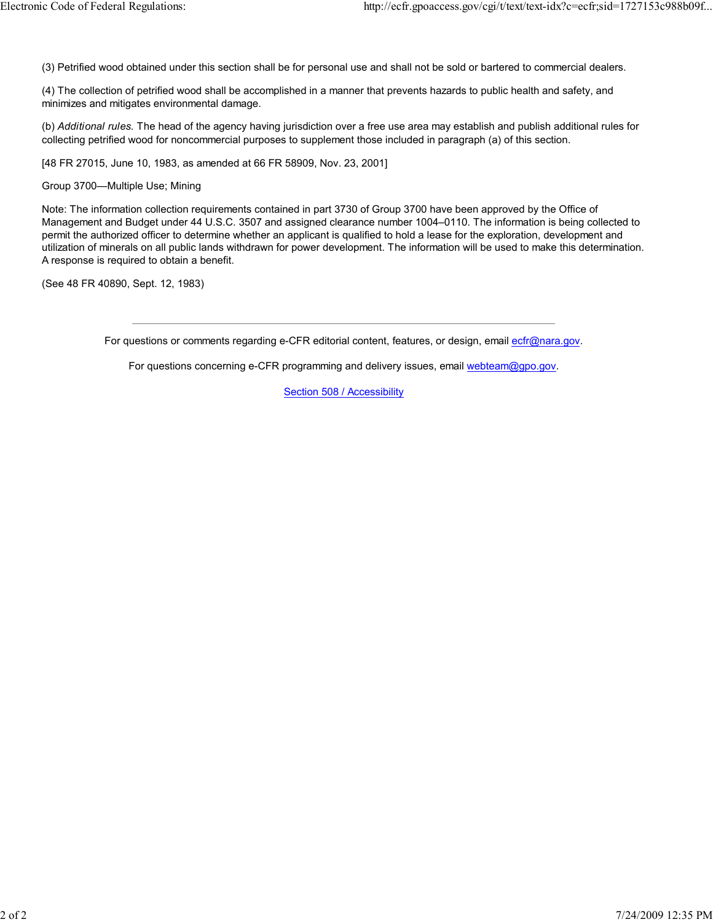(3) Petrified wood obtained under this section shall be for personal use and shall not be sold or bartered to commercial dealers.

(4) The collection of petrified wood shall be accomplished in a manner that prevents hazards to public health and safety, and minimizes and mitigates environmental damage.

(b) *Additional rules.* The head of the agency having jurisdiction over a free use area may establish and publish additional rules for collecting petrified wood for noncommercial purposes to supplement those included in paragraph (a) of this section.

[48 FR 27015, June 10, 1983, as amended at 66 FR 58909, Nov. 23, 2001]

Group 3700—Multiple Use; Mining

Note: The information collection requirements contained in part 3730 of Group 3700 have been approved by the Office of Management and Budget under 44 U.S.C. 3507 and assigned clearance number 1004–0110. The information is being collected to permit the authorized officer to determine whether an applicant is qualified to hold a lease for the exploration, development and utilization of minerals on all public lands withdrawn for power development. The information will be used to make this determination. A response is required to obtain a benefit.

(See 48 FR 40890, Sept. 12, 1983)

---

For questions or comments regarding e-CFR editorial content, features, or design, email ecfr@nara.gov.

For questions concerning e-CFR programming and delivery issues, email webteam@gpo.gov.

Section 508 / Accessibility